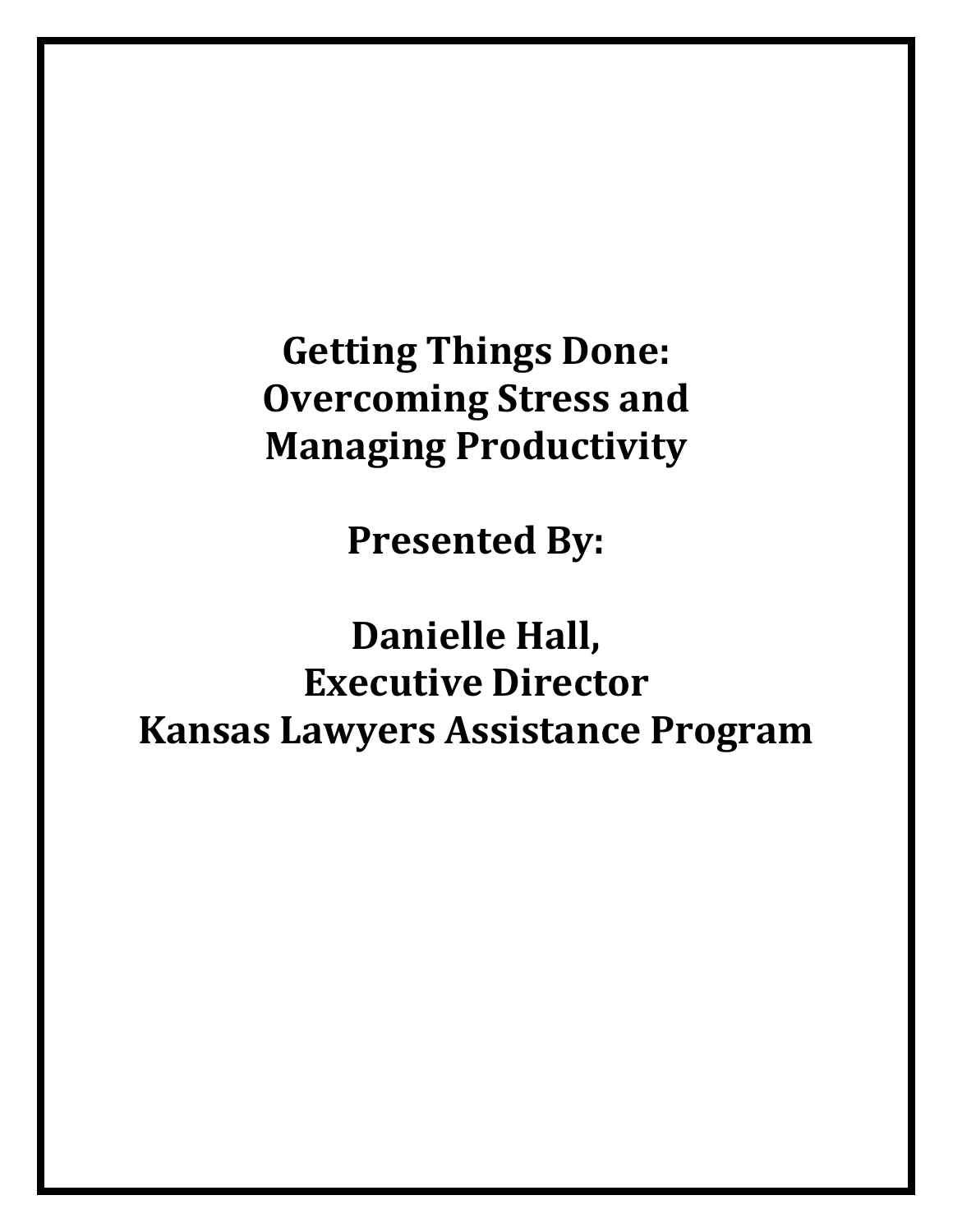# Getting Things Done: Overcoming Stress and Managing Productivity

**Presented By:**

**Danielle Hall,**
**Executive Director**
**Kansas Lawyers Assistance Program**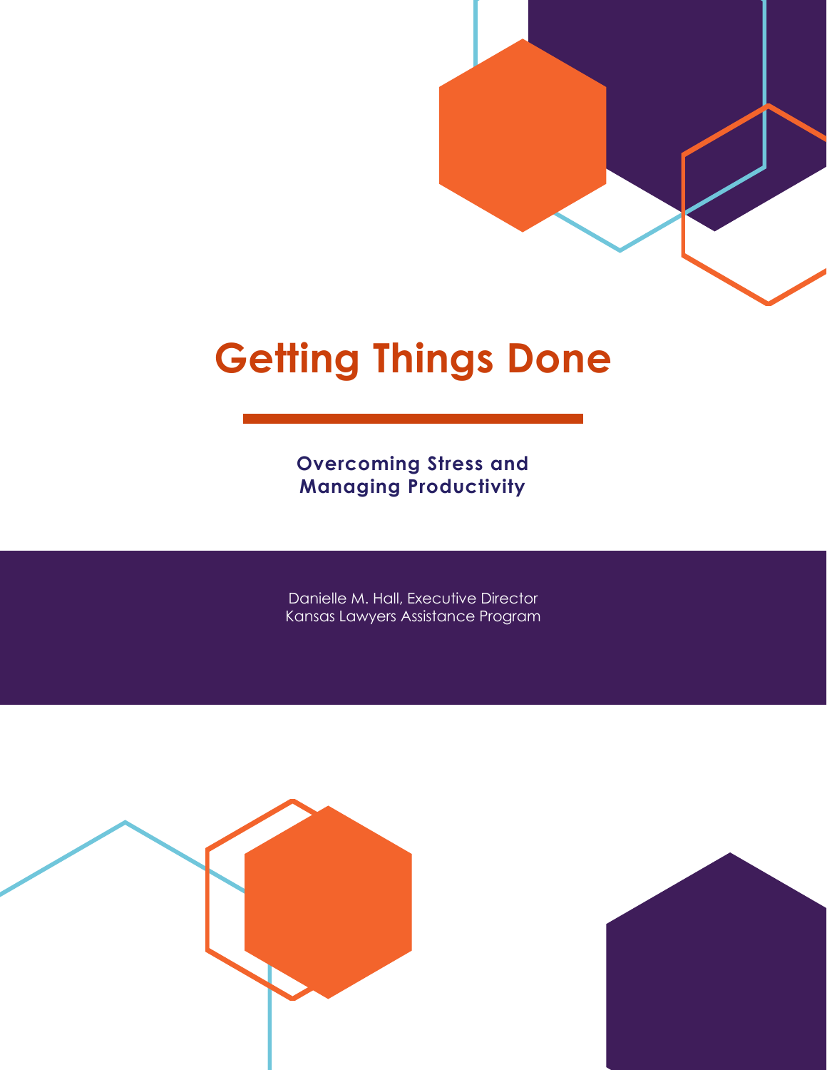# Getting Things Done

**Overcoming Stress and Managing Productivity**

Danielle M. Hall, Executive Director
Kansas Lawyers Assistance Program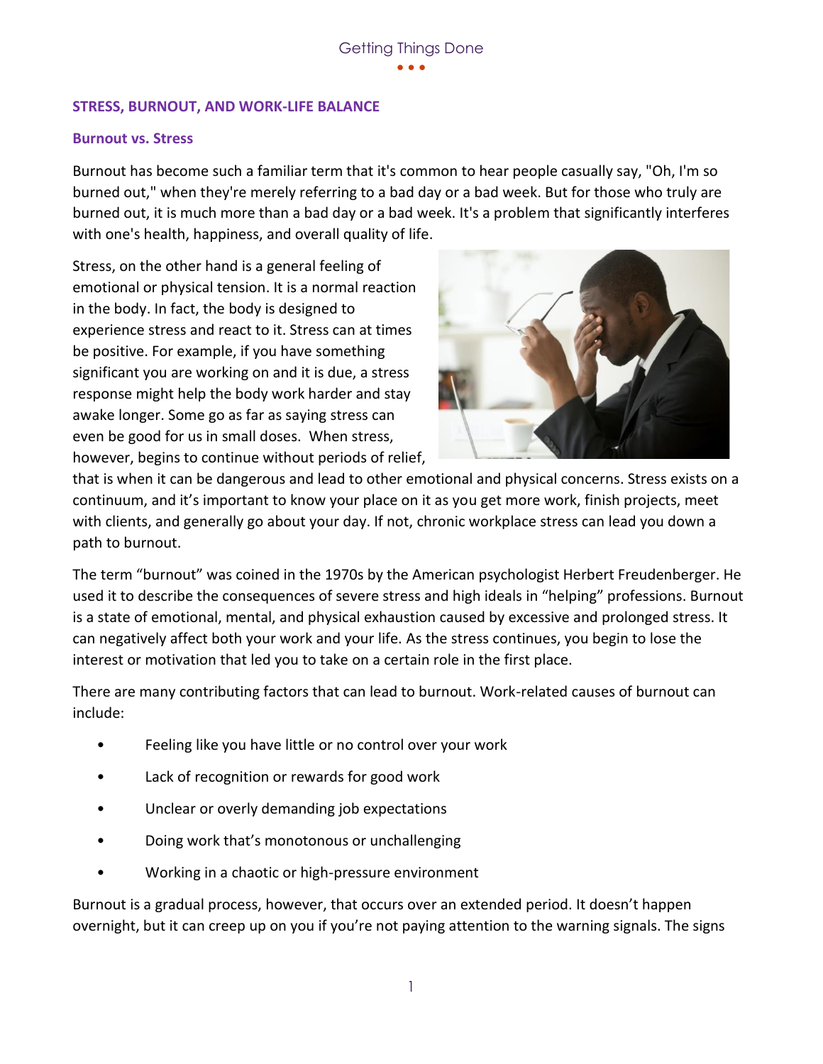## STRESS, BURNOUT, AND WORK-LIFE BALANCE

### Burnout vs. Stress

Burnout has become such a familiar term that it's common to hear people casually say, "Oh, I'm so burned out," when they're merely referring to a bad day or a bad week. But for those who truly are burned out, it is much more than a bad day or a bad week. It's a problem that significantly interferes with one's health, happiness, and overall quality of life.

Stress, on the other hand is a general feeling of emotional or physical tension. It is a normal reaction in the body. In fact, the body is designed to experience stress and react to it. Stress can at times be positive. For example, if you have something significant you are working on and it is due, a stress response might help the body work harder and stay awake longer. Some go as far as saying stress can even be good for us in small doses. When stress, however, begins to continue without periods of relief, that is when it can be dangerous and lead to other emotional and physical concerns. Stress exists on a continuum, and it's important to know your place on it as you get more work, finish projects, meet with clients, and generally go about your day. If not, chronic workplace stress can lead you down a path to burnout.

The term "burnout" was coined in the 1970s by the American psychologist Herbert Freudenberger. He used it to describe the consequences of severe stress and high ideals in "helping" professions. Burnout is a state of emotional, mental, and physical exhaustion caused by excessive and prolonged stress. It can negatively affect both your work and your life. As the stress continues, you begin to lose the interest or motivation that led you to take on a certain role in the first place.

There are many contributing factors that can lead to burnout. Work-related causes of burnout can include:

- Feeling like you have little or no control over your work
- Lack of recognition or rewards for good work
- Unclear or overly demanding job expectations
- Doing work that's monotonous or unchallenging
- Working in a chaotic or high-pressure environment

Burnout is a gradual process, however, that occurs over an extended period. It doesn't happen overnight, but it can creep up on you if you're not paying attention to the warning signals. The signs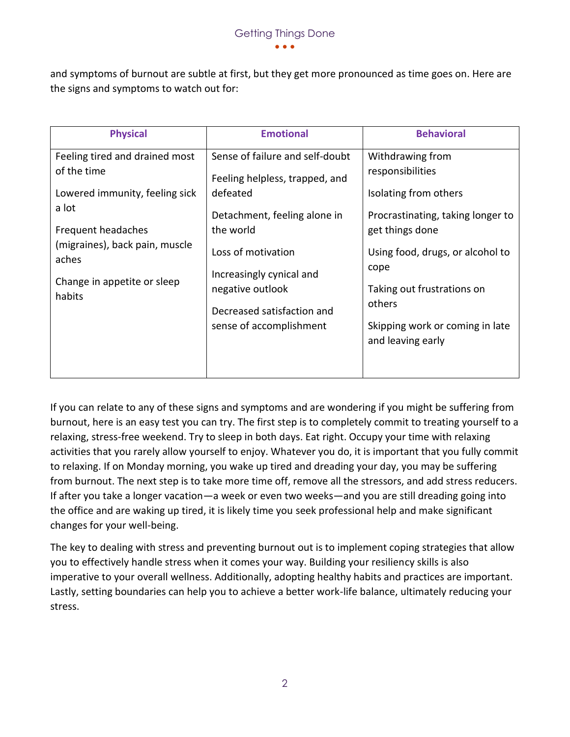and symptoms of burnout are subtle at first, but they get more pronounced as time goes on. Here are the signs and symptoms to watch out for:

| **Physical** | **Emotional** | **Behavioral** |
|---|---|---|
| Feeling tired and drained most of the time<br><br>Lowered immunity, feeling sick a lot<br><br>Frequent headaches (migraines), back pain, muscle aches<br><br>Change in appetite or sleep habits | Sense of failure and self-doubt<br><br>Feeling helpless, trapped, and defeated<br><br>Detachment, feeling alone in the world<br><br>Loss of motivation<br><br>Increasingly cynical and negative outlook<br><br>Decreased satisfaction and sense of accomplishment | Withdrawing from responsibilities<br><br>Isolating from others<br><br>Procrastinating, taking longer to get things done<br><br>Using food, drugs, or alcohol to cope<br><br>Taking out frustrations on others<br><br>Skipping work or coming in late and leaving early |

If you can relate to any of these signs and symptoms and are wondering if you might be suffering from burnout, here is an easy test you can try. The first step is to completely commit to treating yourself to a relaxing, stress-free weekend. Try to sleep in both days. Eat right. Occupy your time with relaxing activities that you rarely allow yourself to enjoy. Whatever you do, it is important that you fully commit to relaxing. If on Monday morning, you wake up tired and dreading your day, you may be suffering from burnout. The next step is to take more time off, remove all the stressors, and add stress reducers. If after you take a longer vacation—a week or even two weeks—and you are still dreading going into the office and are waking up tired, it is likely time you seek professional help and make significant changes for your well-being.

The key to dealing with stress and preventing burnout out is to implement coping strategies that allow you to effectively handle stress when it comes your way. Building your resiliency skills is also imperative to your overall wellness. Additionally, adopting healthy habits and practices are important. Lastly, setting boundaries can help you to achieve a better work-life balance, ultimately reducing your stress.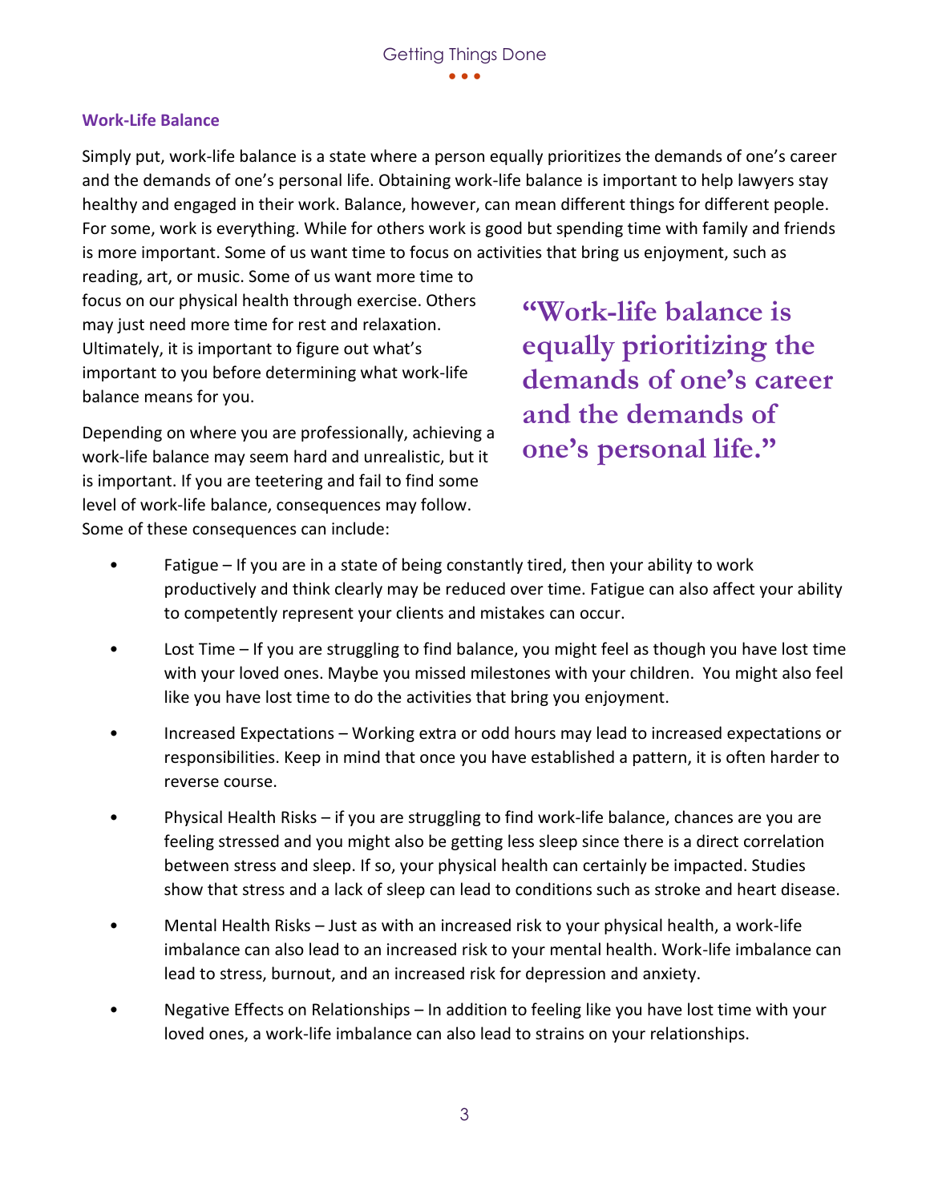## Work-Life Balance

Simply put, work-life balance is a state where a person equally prioritizes the demands of one's career and the demands of one's personal life. Obtaining work-life balance is important to help lawyers stay healthy and engaged in their work. Balance, however, can mean different things for different people. For some, work is everything. While for others work is good but spending time with family and friends is more important. Some of us want time to focus on activities that bring us enjoyment, such as reading, art, or music. Some of us want more time to focus on our physical health through exercise. Others may just need more time for rest and relaxation. Ultimately, it is important to figure out what's important to you before determining what work-life balance means for you.

> **"Work-life balance is equally prioritizing the demands of one's career and the demands of one's personal life."**

Depending on where you are professionally, achieving a work-life balance may seem hard and unrealistic, but it is important. If you are teetering and fail to find some level of work-life balance, consequences may follow. Some of these consequences can include:

- Fatigue – If you are in a state of being constantly tired, then your ability to work productively and think clearly may be reduced over time. Fatigue can also affect your ability to competently represent your clients and mistakes can occur.
- Lost Time – If you are struggling to find balance, you might feel as though you have lost time with your loved ones. Maybe you missed milestones with your children. You might also feel like you have lost time to do the activities that bring you enjoyment.
- Increased Expectations – Working extra or odd hours may lead to increased expectations or responsibilities. Keep in mind that once you have established a pattern, it is often harder to reverse course.
- Physical Health Risks – if you are struggling to find work-life balance, chances are you are feeling stressed and you might also be getting less sleep since there is a direct correlation between stress and sleep. If so, your physical health can certainly be impacted. Studies show that stress and a lack of sleep can lead to conditions such as stroke and heart disease.
- Mental Health Risks – Just as with an increased risk to your physical health, a work-life imbalance can also lead to an increased risk to your mental health. Work-life imbalance can lead to stress, burnout, and an increased risk for depression and anxiety.
- Negative Effects on Relationships – In addition to feeling like you have lost time with your loved ones, a work-life imbalance can also lead to strains on your relationships.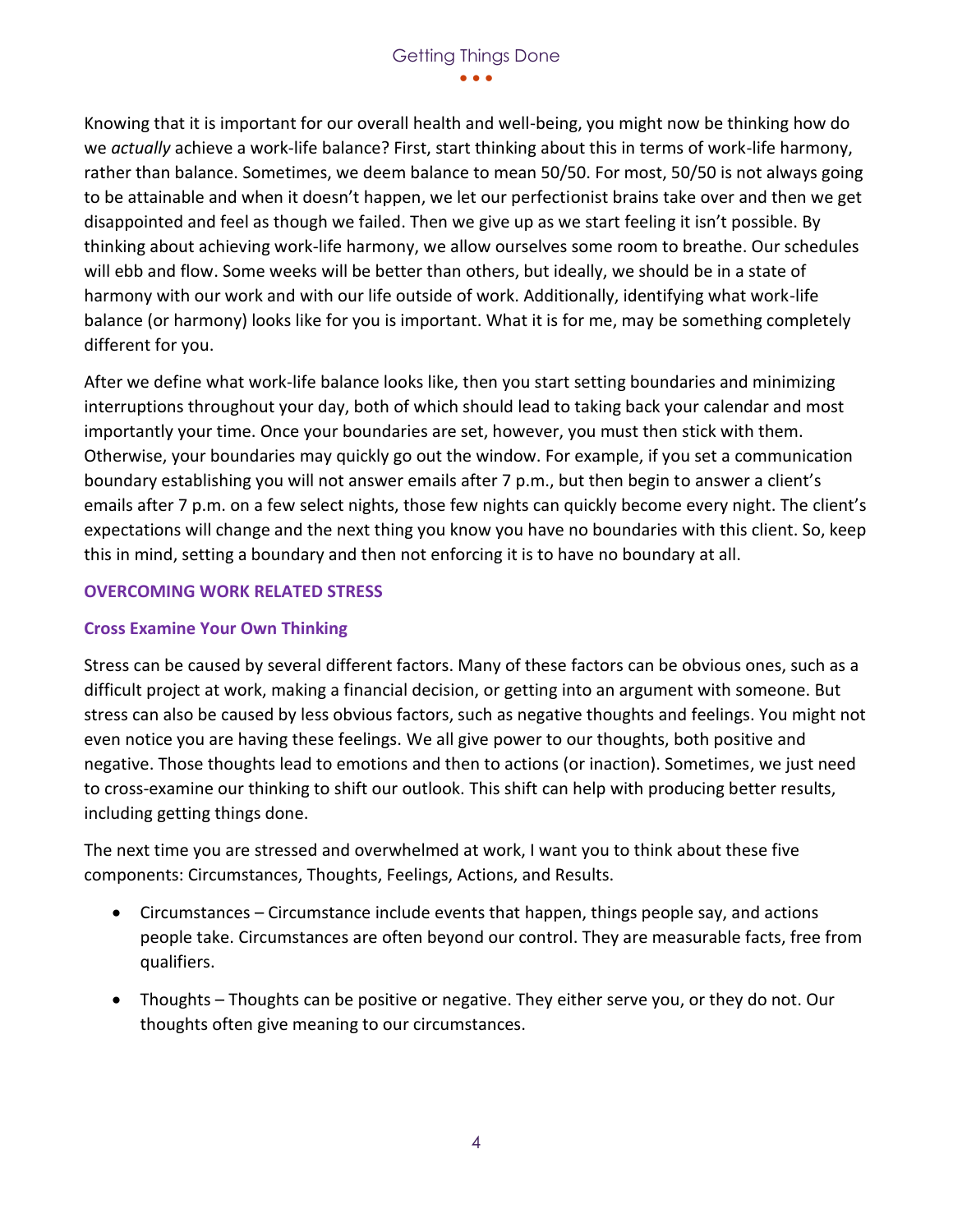Knowing that it is important for our overall health and well-being, you might now be thinking how do we *actually* achieve a work-life balance? First, start thinking about this in terms of work-life harmony, rather than balance. Sometimes, we deem balance to mean 50/50. For most, 50/50 is not always going to be attainable and when it doesn't happen, we let our perfectionist brains take over and then we get disappointed and feel as though we failed. Then we give up as we start feeling it isn't possible. By thinking about achieving work-life harmony, we allow ourselves some room to breathe. Our schedules will ebb and flow. Some weeks will be better than others, but ideally, we should be in a state of harmony with our work and with our life outside of work. Additionally, identifying what work-life balance (or harmony) looks like for you is important. What it is for me, may be something completely different for you.

After we define what work-life balance looks like, then you start setting boundaries and minimizing interruptions throughout your day, both of which should lead to taking back your calendar and most importantly your time. Once your boundaries are set, however, you must then stick with them. Otherwise, your boundaries may quickly go out the window. For example, if you set a communication boundary establishing you will not answer emails after 7 p.m., but then begin to answer a client's emails after 7 p.m. on a few select nights, those few nights can quickly become every night. The client's expectations will change and the next thing you know you have no boundaries with this client. So, keep this in mind, setting a boundary and then not enforcing it is to have no boundary at all.

## OVERCOMING WORK RELATED STRESS

### Cross Examine Your Own Thinking

Stress can be caused by several different factors. Many of these factors can be obvious ones, such as a difficult project at work, making a financial decision, or getting into an argument with someone. But stress can also be caused by less obvious factors, such as negative thoughts and feelings. You might not even notice you are having these feelings. We all give power to our thoughts, both positive and negative. Those thoughts lead to emotions and then to actions (or inaction). Sometimes, we just need to cross-examine our thinking to shift our outlook. This shift can help with producing better results, including getting things done.

The next time you are stressed and overwhelmed at work, I want you to think about these five components: Circumstances, Thoughts, Feelings, Actions, and Results.

- Circumstances – Circumstance include events that happen, things people say, and actions people take. Circumstances are often beyond our control. They are measurable facts, free from qualifiers.
- Thoughts – Thoughts can be positive or negative. They either serve you, or they do not. Our thoughts often give meaning to our circumstances.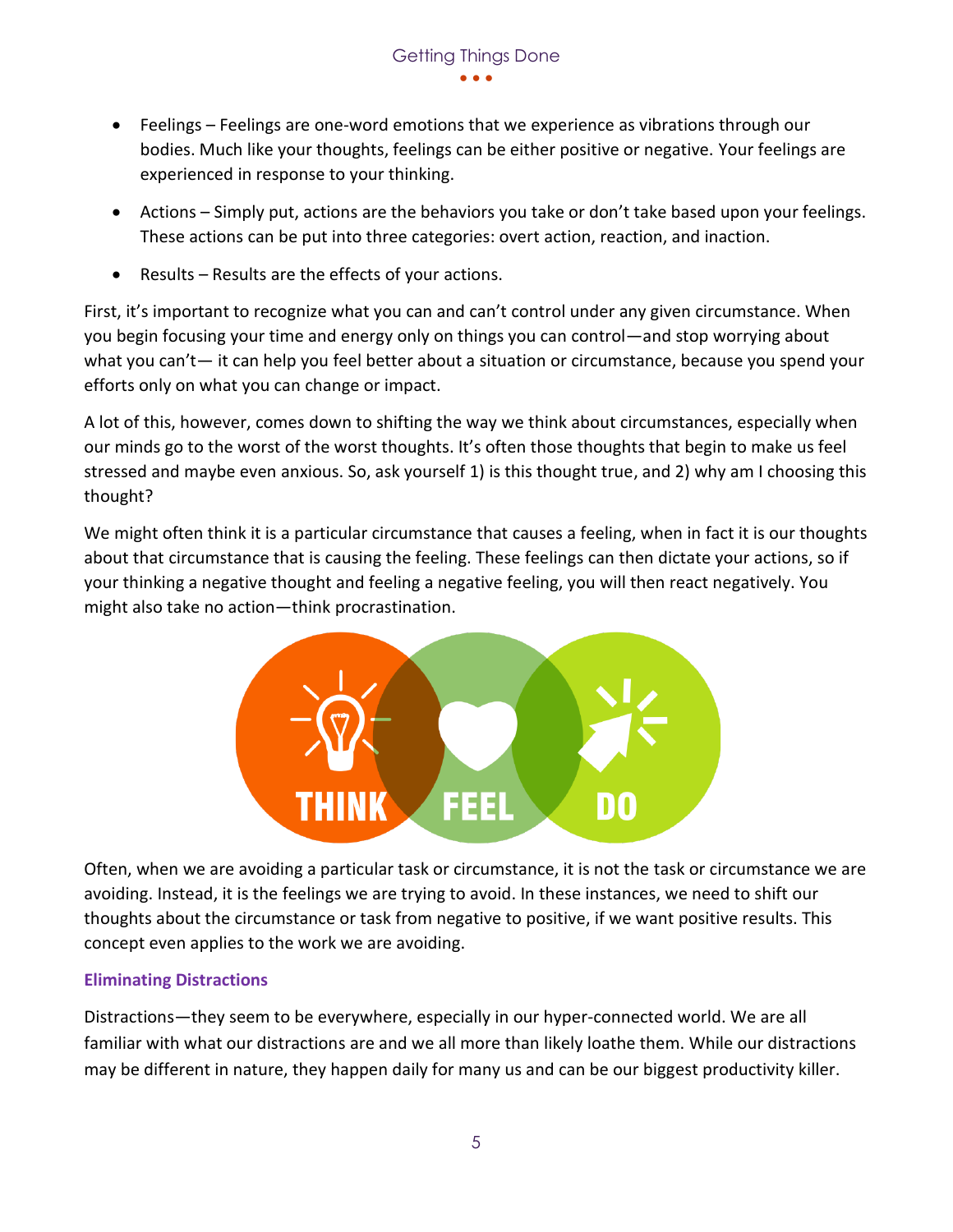- Feelings – Feelings are one-word emotions that we experience as vibrations through our bodies. Much like your thoughts, feelings can be either positive or negative. Your feelings are experienced in response to your thinking.
- Actions – Simply put, actions are the behaviors you take or don't take based upon your feelings. These actions can be put into three categories: overt action, reaction, and inaction.
- Results – Results are the effects of your actions.

First, it's important to recognize what you can and can't control under any given circumstance. When you begin focusing your time and energy only on things you can control—and stop worrying about what you can't— it can help you feel better about a situation or circumstance, because you spend your efforts only on what you can change or impact.

A lot of this, however, comes down to shifting the way we think about circumstances, especially when our minds go to the worst of the worst thoughts. It's often those thoughts that begin to make us feel stressed and maybe even anxious. So, ask yourself 1) is this thought true, and 2) why am I choosing this thought?

We might often think it is a particular circumstance that causes a feeling, when in fact it is our thoughts about that circumstance that is causing the feeling. These feelings can then dictate your actions, so if your thinking a negative thought and feeling a negative feeling, you will then react negatively. You might also take no action—think procrastination.

Often, when we are avoiding a particular task or circumstance, it is not the task or circumstance we are avoiding. Instead, it is the feelings we are trying to avoid. In these instances, we need to shift our thoughts about the circumstance or task from negative to positive, if we want positive results. This concept even applies to the work we are avoiding.

### Eliminating Distractions

Distractions—they seem to be everywhere, especially in our hyper-connected world. We are all familiar with what our distractions are and we all more than likely loathe them. While our distractions may be different in nature, they happen daily for many us and can be our biggest productivity killer.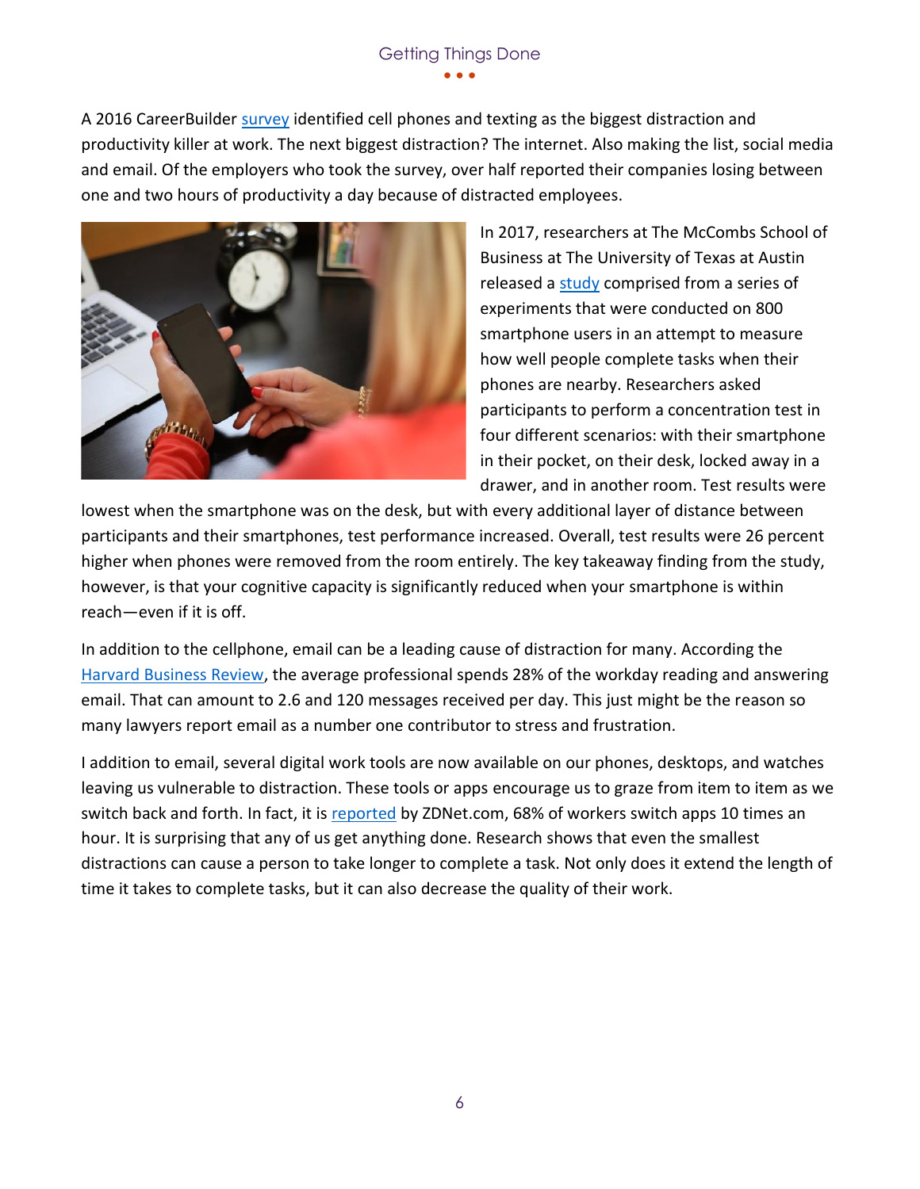A 2016 CareerBuilder survey identified cell phones and texting as the biggest distraction and productivity killer at work. The next biggest distraction? The internet. Also making the list, social media and email. Of the employers who took the survey, over half reported their companies losing between one and two hours of productivity a day because of distracted employees.

In 2017, researchers at The McCombs School of Business at The University of Texas at Austin released a study comprised from a series of experiments that were conducted on 800 smartphone users in an attempt to measure how well people complete tasks when their phones are nearby. Researchers asked participants to perform a concentration test in four different scenarios: with their smartphone in their pocket, on their desk, locked away in a drawer, and in another room. Test results were lowest when the smartphone was on the desk, but with every additional layer of distance between participants and their smartphones, test performance increased. Overall, test results were 26 percent higher when phones were removed from the room entirely. The key takeaway finding from the study, however, is that your cognitive capacity is significantly reduced when your smartphone is within reach—even if it is off.

In addition to the cellphone, email can be a leading cause of distraction for many. According the Harvard Business Review, the average professional spends 28% of the workday reading and answering email. That can amount to 2.6 and 120 messages received per day. This just might be the reason so many lawyers report email as a number one contributor to stress and frustration.

I addition to email, several digital work tools are now available on our phones, desktops, and watches leaving us vulnerable to distraction. These tools or apps encourage us to graze from item to item as we switch back and forth. In fact, it is reported by ZDNet.com, 68% of workers switch apps 10 times an hour. It is surprising that any of us get anything done. Research shows that even the smallest distractions can cause a person to take longer to complete a task. Not only does it extend the length of time it takes to complete tasks, but it can also decrease the quality of their work.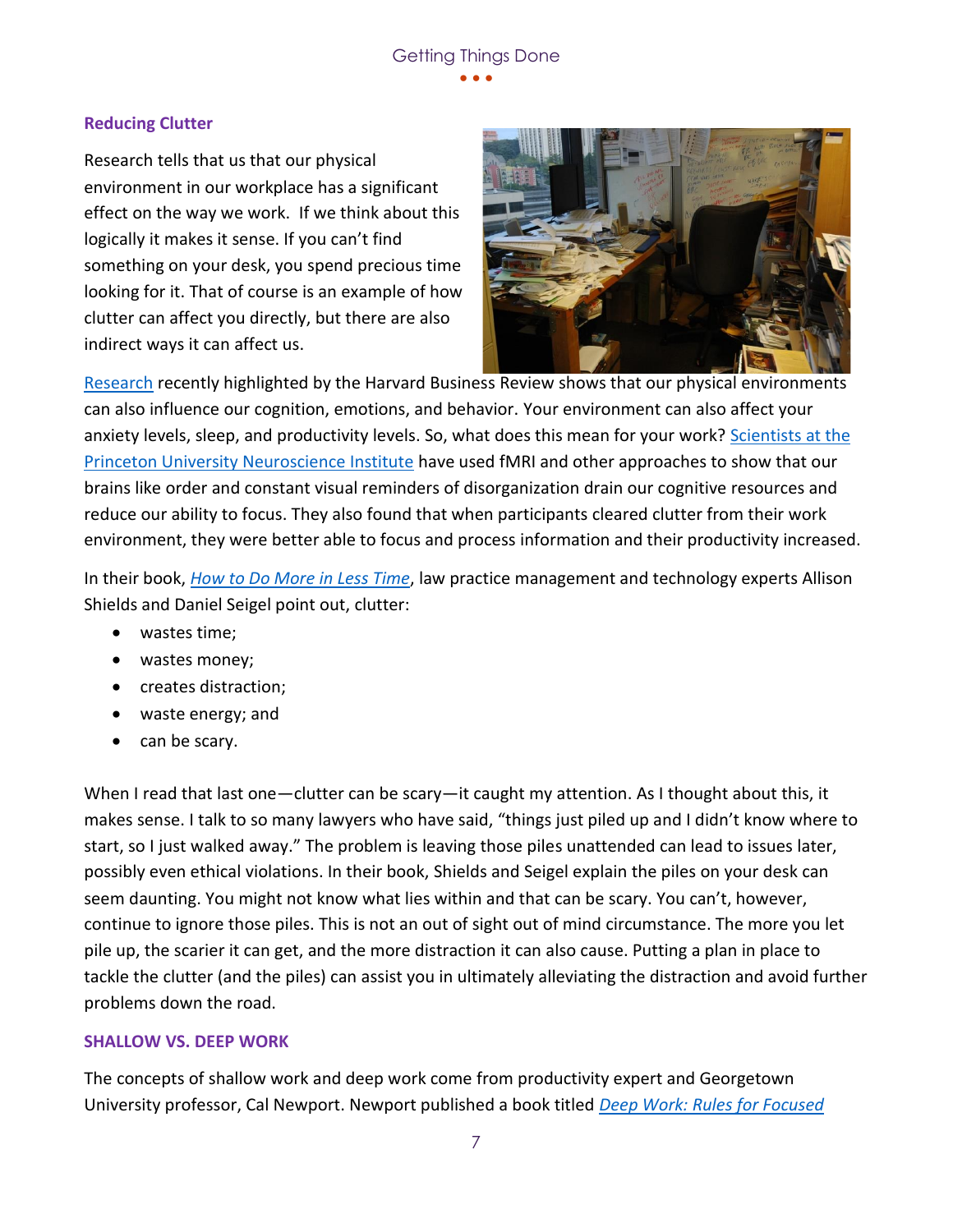### Reducing Clutter

Research tells that us that our physical environment in our workplace has a significant effect on the way we work. If we think about this logically it makes it sense. If you can't find something on your desk, you spend precious time looking for it. That of course is an example of how clutter can affect you directly, but there are also indirect ways it can affect us.

Research recently highlighted by the Harvard Business Review shows that our physical environments can also influence our cognition, emotions, and behavior. Your environment can also affect your anxiety levels, sleep, and productivity levels. So, what does this mean for your work? Scientists at the Princeton University Neuroscience Institute have used fMRI and other approaches to show that our brains like order and constant visual reminders of disorganization drain our cognitive resources and reduce our ability to focus. They also found that when participants cleared clutter from their work environment, they were better able to focus and process information and their productivity increased.

In their book, *How to Do More in Less Time*, law practice management and technology experts Allison Shields and Daniel Seigel point out, clutter:

- wastes time;
- wastes money;
- creates distraction;
- waste energy; and
- can be scary.

When I read that last one—clutter can be scary—it caught my attention. As I thought about this, it makes sense. I talk to so many lawyers who have said, "things just piled up and I didn't know where to start, so I just walked away." The problem is leaving those piles unattended can lead to issues later, possibly even ethical violations. In their book, Shields and Seigel explain the piles on your desk can seem daunting. You might not know what lies within and that can be scary. You can't, however, continue to ignore those piles. This is not an out of sight out of mind circumstance. The more you let pile up, the scarier it can get, and the more distraction it can also cause. Putting a plan in place to tackle the clutter (and the piles) can assist you in ultimately alleviating the distraction and avoid further problems down the road.

### SHALLOW VS. DEEP WORK

The concepts of shallow work and deep work come from productivity expert and Georgetown University professor, Cal Newport. Newport published a book titled *Deep Work: Rules for Focused*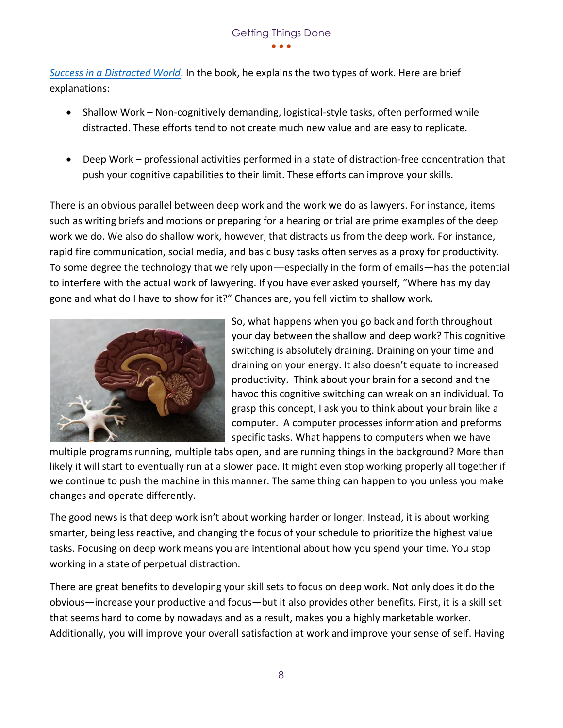*Success in a Distracted World*. In the book, he explains the two types of work. Here are brief explanations:

- Shallow Work – Non-cognitively demanding, logistical-style tasks, often performed while distracted. These efforts tend to not create much new value and are easy to replicate.

- Deep Work – professional activities performed in a state of distraction-free concentration that push your cognitive capabilities to their limit. These efforts can improve your skills.

There is an obvious parallel between deep work and the work we do as lawyers. For instance, items such as writing briefs and motions or preparing for a hearing or trial are prime examples of the deep work we do. We also do shallow work, however, that distracts us from the deep work. For instance, rapid fire communication, social media, and basic busy tasks often serves as a proxy for productivity. To some degree the technology that we rely upon—especially in the form of emails—has the potential to interfere with the actual work of lawyering. If you have ever asked yourself, "Where has my day gone and what do I have to show for it?" Chances are, you fell victim to shallow work.

So, what happens when you go back and forth throughout your day between the shallow and deep work? This cognitive switching is absolutely draining. Draining on your time and draining on your energy. It also doesn't equate to increased productivity. Think about your brain for a second and the havoc this cognitive switching can wreak on an individual. To grasp this concept, I ask you to think about your brain like a computer. A computer processes information and preforms specific tasks. What happens to computers when we have multiple programs running, multiple tabs open, and are running things in the background? More than likely it will start to eventually run at a slower pace. It might even stop working properly all together if we continue to push the machine in this manner. The same thing can happen to you unless you make changes and operate differently.

The good news is that deep work isn't about working harder or longer. Instead, it is about working smarter, being less reactive, and changing the focus of your schedule to prioritize the highest value tasks. Focusing on deep work means you are intentional about how you spend your time. You stop working in a state of perpetual distraction.

There are great benefits to developing your skill sets to focus on deep work. Not only does it do the obvious—increase your productive and focus—but it also provides other benefits. First, it is a skill set that seems hard to come by nowadays and as a result, makes you a highly marketable worker. Additionally, you will improve your overall satisfaction at work and improve your sense of self. Having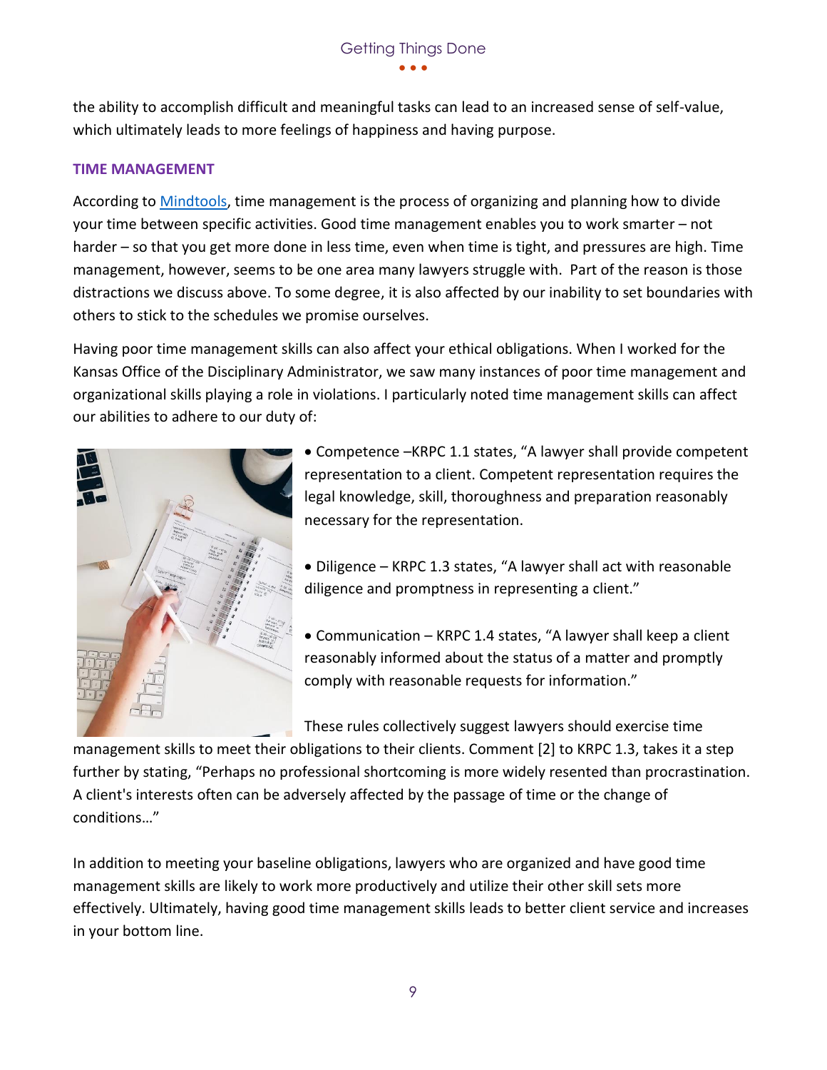the ability to accomplish difficult and meaningful tasks can lead to an increased sense of self-value, which ultimately leads to more feelings of happiness and having purpose.

### TIME MANAGEMENT

According to [Mindtools](Mindtools), time management is the process of organizing and planning how to divide your time between specific activities. Good time management enables you to work smarter – not harder – so that you get more done in less time, even when time is tight, and pressures are high. Time management, however, seems to be one area many lawyers struggle with. Part of the reason is those distractions we discuss above. To some degree, it is also affected by our inability to set boundaries with others to stick to the schedules we promise ourselves.

Having poor time management skills can also affect your ethical obligations. When I worked for the Kansas Office of the Disciplinary Administrator, we saw many instances of poor time management and organizational skills playing a role in violations. I particularly noted time management skills can affect our abilities to adhere to our duty of:

- Competence –KRPC 1.1 states, "A lawyer shall provide competent representation to a client. Competent representation requires the legal knowledge, skill, thoroughness and preparation reasonably necessary for the representation.
- Diligence – KRPC 1.3 states, "A lawyer shall act with reasonable diligence and promptness in representing a client."
- Communication – KRPC 1.4 states, "A lawyer shall keep a client reasonably informed about the status of a matter and promptly comply with reasonable requests for information."

These rules collectively suggest lawyers should exercise time management skills to meet their obligations to their clients. Comment [2] to KRPC 1.3, takes it a step further by stating, "Perhaps no professional shortcoming is more widely resented than procrastination. A client's interests often can be adversely affected by the passage of time or the change of conditions…"

In addition to meeting your baseline obligations, lawyers who are organized and have good time management skills are likely to work more productively and utilize their other skill sets more effectively. Ultimately, having good time management skills leads to better client service and increases in your bottom line.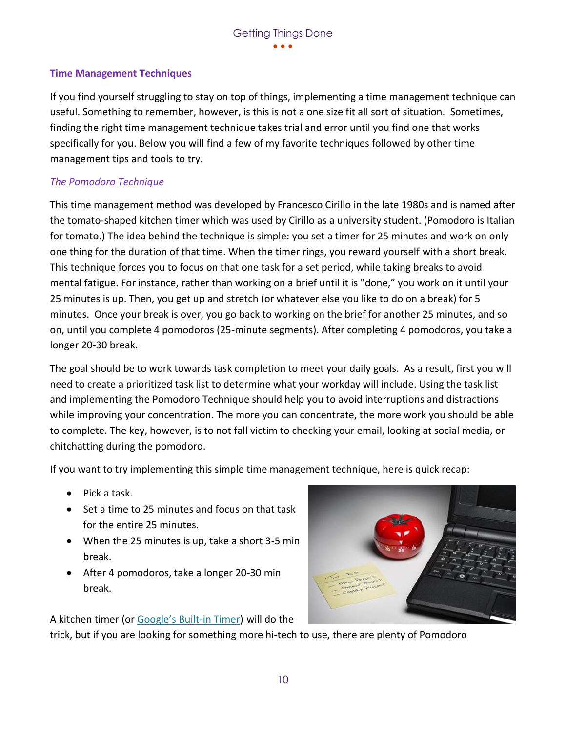## Time Management Techniques

If you find yourself struggling to stay on top of things, implementing a time management technique can useful. Something to remember, however, is this is not a one size fit all sort of situation. Sometimes, finding the right time management technique takes trial and error until you find one that works specifically for you. Below you will find a few of my favorite techniques followed by other time management tips and tools to try.

### *The Pomodoro Technique*

This time management method was developed by Francesco Cirillo in the late 1980s and is named after the tomato-shaped kitchen timer which was used by Cirillo as a university student. (Pomodoro is Italian for tomato.) The idea behind the technique is simple: you set a timer for 25 minutes and work on only one thing for the duration of that time. When the timer rings, you reward yourself with a short break. This technique forces you to focus on that one task for a set period, while taking breaks to avoid mental fatigue. For instance, rather than working on a brief until it is "done," you work on it until your 25 minutes is up. Then, you get up and stretch (or whatever else you like to do on a break) for 5 minutes. Once your break is over, you go back to working on the brief for another 25 minutes, and so on, until you complete 4 pomodoros (25-minute segments). After completing 4 pomodoros, you take a longer 20-30 break.

The goal should be to work towards task completion to meet your daily goals. As a result, first you will need to create a prioritized task list to determine what your workday will include. Using the task list and implementing the Pomodoro Technique should help you to avoid interruptions and distractions while improving your concentration. The more you can concentrate, the more work you should be able to complete. The key, however, is to not fall victim to checking your email, looking at social media, or chitchatting during the pomodoro.

If you want to try implementing this simple time management technique, here is quick recap:

- Pick a task.
- Set a time to 25 minutes and focus on that task for the entire 25 minutes.
- When the 25 minutes is up, take a short 3-5 min break.
- After 4 pomodoros, take a longer 20-30 min break.

A kitchen timer (or [Google's Built-in Timer]) will do the trick, but if you are looking for something more hi-tech to use, there are plenty of Pomodoro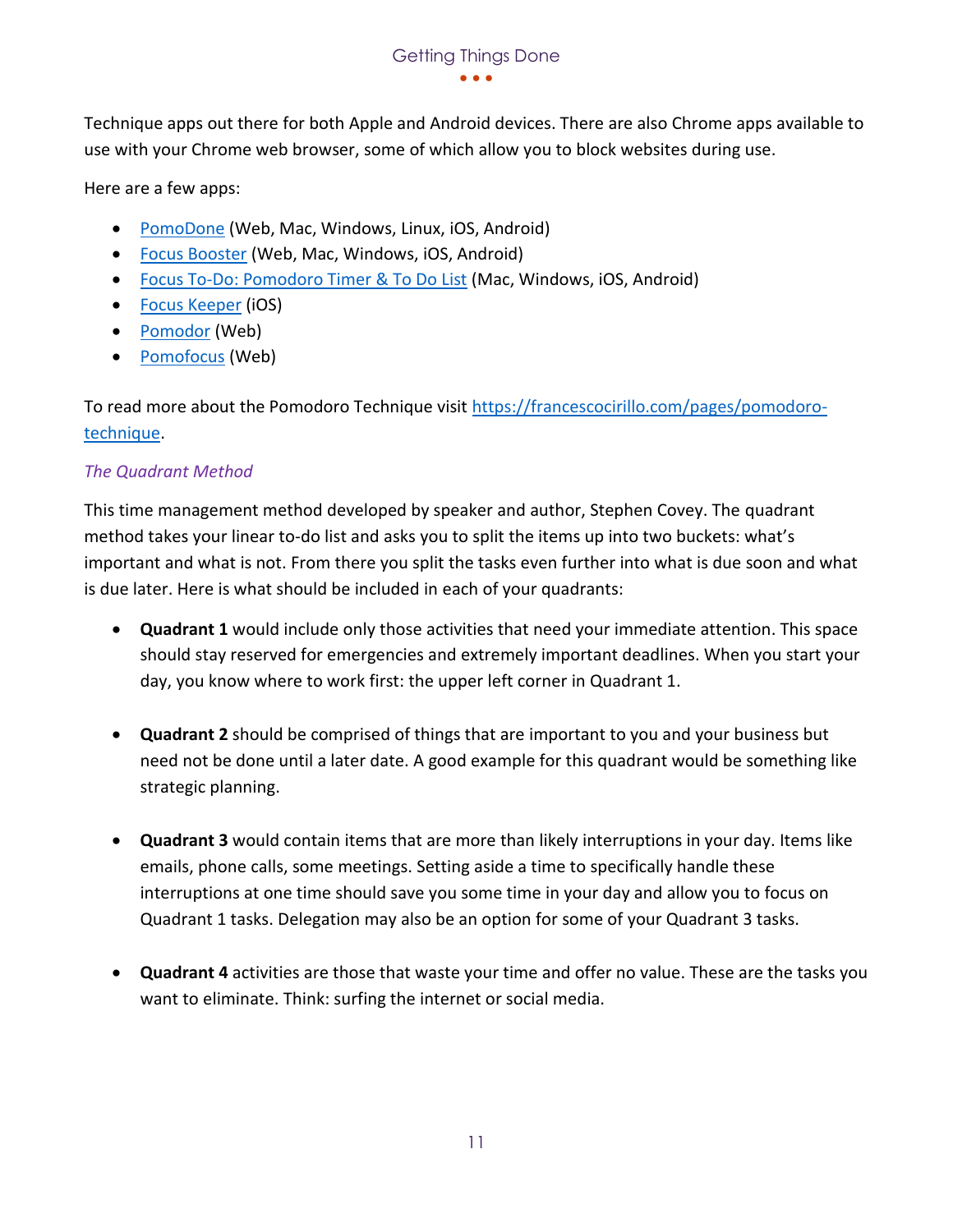Technique apps out there for both Apple and Android devices. There are also Chrome apps available to use with your Chrome web browser, some of which allow you to block websites during use.

Here are a few apps:

- PomoDone (Web, Mac, Windows, Linux, iOS, Android)
- Focus Booster (Web, Mac, Windows, iOS, Android)
- Focus To-Do: Pomodoro Timer & To Do List (Mac, Windows, iOS, Android)
- Focus Keeper (iOS)
- Pomodor (Web)
- Pomofocus (Web)

To read more about the Pomodoro Technique visit https://francescocirillo.com/pages/pomodoro-technique.

### *The Quadrant Method*

This time management method developed by speaker and author, Stephen Covey. The quadrant method takes your linear to-do list and asks you to split the items up into two buckets: what's important and what is not. From there you split the tasks even further into what is due soon and what is due later. Here is what should be included in each of your quadrants:

- **Quadrant 1** would include only those activities that need your immediate attention. This space should stay reserved for emergencies and extremely important deadlines. When you start your day, you know where to work first: the upper left corner in Quadrant 1.

- **Quadrant 2** should be comprised of things that are important to you and your business but need not be done until a later date. A good example for this quadrant would be something like strategic planning.

- **Quadrant 3** would contain items that are more than likely interruptions in your day. Items like emails, phone calls, some meetings. Setting aside a time to specifically handle these interruptions at one time should save you some time in your day and allow you to focus on Quadrant 1 tasks. Delegation may also be an option for some of your Quadrant 3 tasks.

- **Quadrant 4** activities are those that waste your time and offer no value. These are the tasks you want to eliminate. Think: surfing the internet or social media.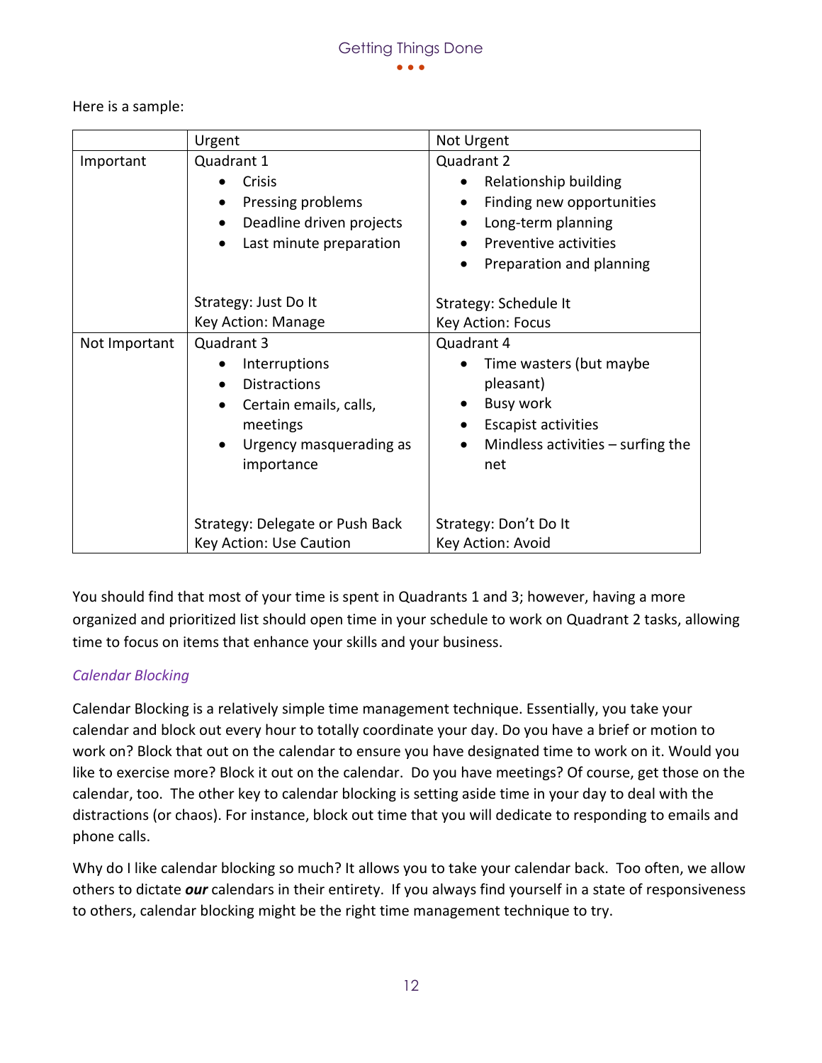Here is a sample:

| | Urgent | Not Urgent |
|---|---|---|
| Important | Quadrant 1<br>• Crisis<br>• Pressing problems<br>• Deadline driven projects<br>• Last minute preparation<br><br>Strategy: Just Do It<br>Key Action: Manage | Quadrant 2<br>• Relationship building<br>• Finding new opportunities<br>• Long-term planning<br>• Preventive activities<br>• Preparation and planning<br><br>Strategy: Schedule It<br>Key Action: Focus |
| Not Important | Quadrant 3<br>• Interruptions<br>• Distractions<br>• Certain emails, calls, meetings<br>• Urgency masquerading as importance<br><br>Strategy: Delegate or Push Back<br>Key Action: Use Caution | Quadrant 4<br>• Time wasters (but maybe pleasant)<br>• Busy work<br>• Escapist activities<br>• Mindless activities – surfing the net<br><br>Strategy: Don't Do It<br>Key Action: Avoid |

You should find that most of your time is spent in Quadrants 1 and 3; however, having a more organized and prioritized list should open time in your schedule to work on Quadrant 2 tasks, allowing time to focus on items that enhance your skills and your business.

### *Calendar Blocking*

Calendar Blocking is a relatively simple time management technique. Essentially, you take your calendar and block out every hour to totally coordinate your day. Do you have a brief or motion to work on? Block that out on the calendar to ensure you have designated time to work on it. Would you like to exercise more? Block it out on the calendar. Do you have meetings? Of course, get those on the calendar, too. The other key to calendar blocking is setting aside time in your day to deal with the distractions (or chaos). For instance, block out time that you will dedicate to responding to emails and phone calls.

Why do I like calendar blocking so much? It allows you to take your calendar back. Too often, we allow others to dictate ***our*** calendars in their entirety. If you always find yourself in a state of responsiveness to others, calendar blocking might be the right time management technique to try.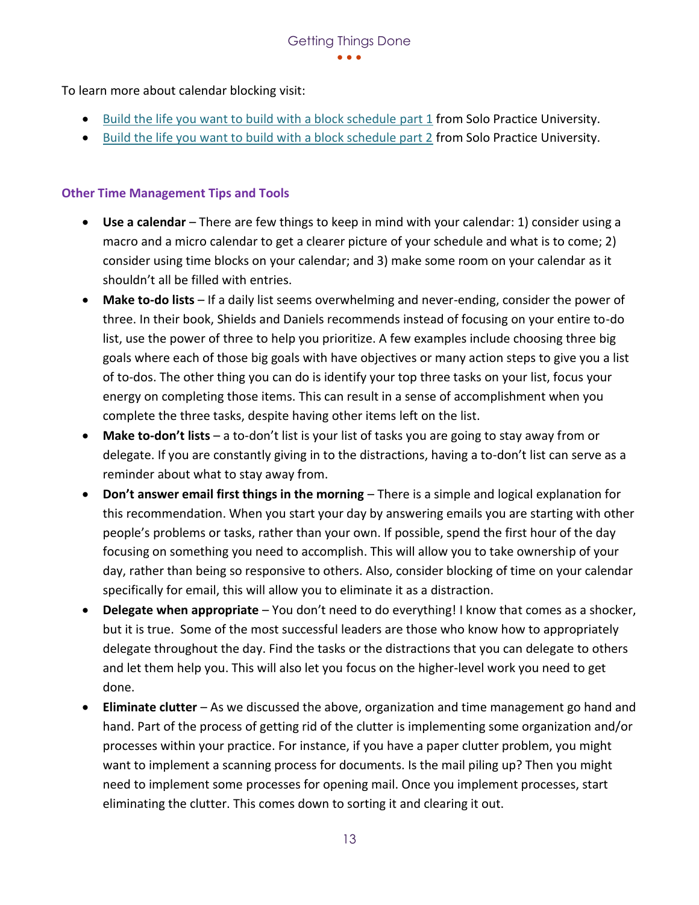To learn more about calendar blocking visit:

- Build the life you want to build with a block schedule part 1 from Solo Practice University.
- Build the life you want to build with a block schedule part 2 from Solo Practice University.

### Other Time Management Tips and Tools

- **Use a calendar** – There are few things to keep in mind with your calendar: 1) consider using a macro and a micro calendar to get a clearer picture of your schedule and what is to come; 2) consider using time blocks on your calendar; and 3) make some room on your calendar as it shouldn't all be filled with entries.
- **Make to-do lists** – If a daily list seems overwhelming and never-ending, consider the power of three. In their book, Shields and Daniels recommends instead of focusing on your entire to-do list, use the power of three to help you prioritize. A few examples include choosing three big goals where each of those big goals with have objectives or many action steps to give you a list of to-dos. The other thing you can do is identify your top three tasks on your list, focus your energy on completing those items. This can result in a sense of accomplishment when you complete the three tasks, despite having other items left on the list.
- **Make to-don't lists** – a to-don't list is your list of tasks you are going to stay away from or delegate. If you are constantly giving in to the distractions, having a to-don't list can serve as a reminder about what to stay away from.
- **Don't answer email first things in the morning** – There is a simple and logical explanation for this recommendation. When you start your day by answering emails you are starting with other people's problems or tasks, rather than your own. If possible, spend the first hour of the day focusing on something you need to accomplish. This will allow you to take ownership of your day, rather than being so responsive to others. Also, consider blocking of time on your calendar specifically for email, this will allow you to eliminate it as a distraction.
- **Delegate when appropriate** – You don't need to do everything! I know that comes as a shocker, but it is true. Some of the most successful leaders are those who know how to appropriately delegate throughout the day. Find the tasks or the distractions that you can delegate to others and let them help you. This will also let you focus on the higher-level work you need to get done.
- **Eliminate clutter** – As we discussed the above, organization and time management go hand and hand. Part of the process of getting rid of the clutter is implementing some organization and/or processes within your practice. For instance, if you have a paper clutter problem, you might want to implement a scanning process for documents. Is the mail piling up? Then you might need to implement some processes for opening mail. Once you implement processes, start eliminating the clutter. This comes down to sorting it and clearing it out.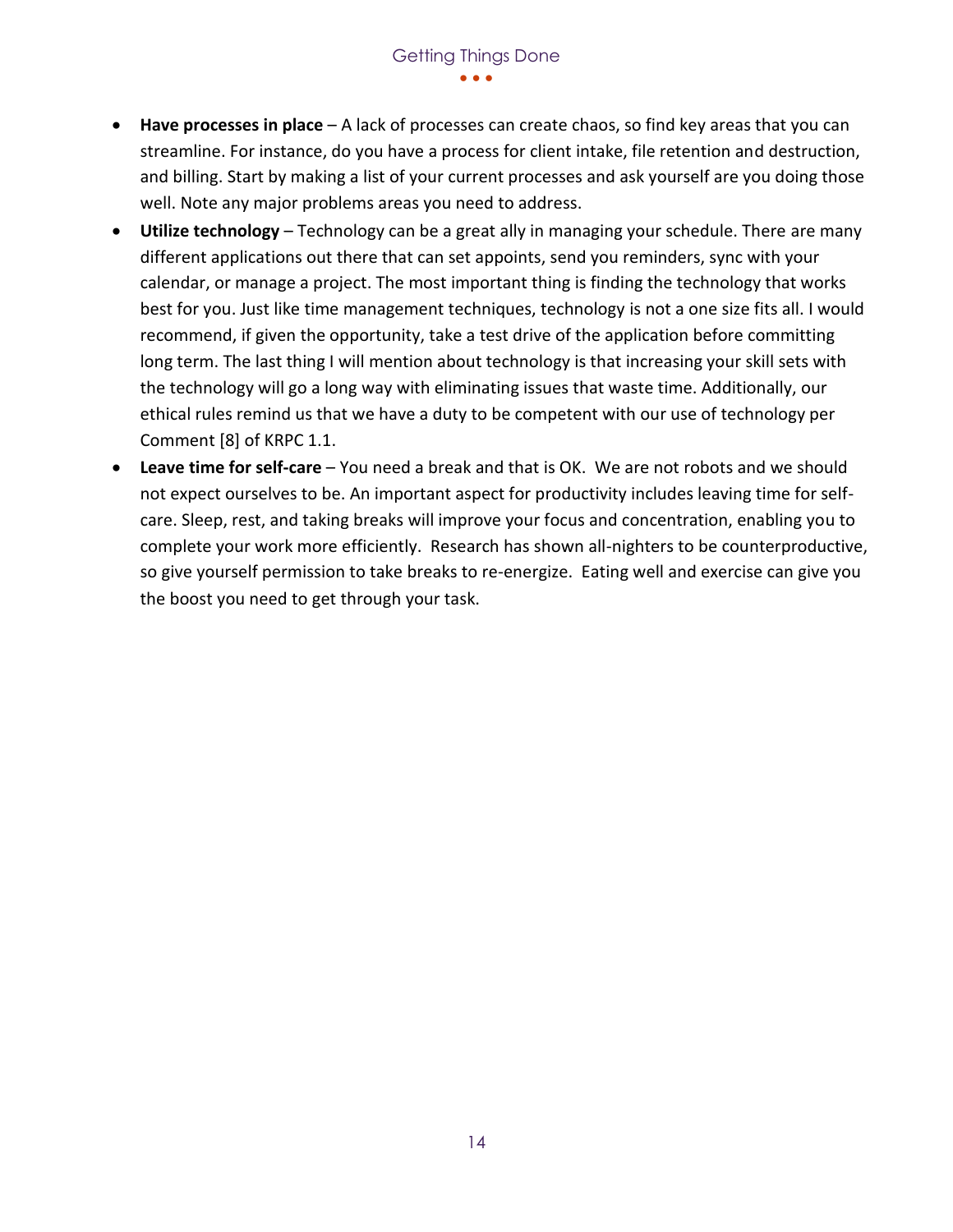- **Have processes in place** – A lack of processes can create chaos, so find key areas that you can streamline. For instance, do you have a process for client intake, file retention and destruction, and billing. Start by making a list of your current processes and ask yourself are you doing those well. Note any major problems areas you need to address.
- **Utilize technology** – Technology can be a great ally in managing your schedule. There are many different applications out there that can set appoints, send you reminders, sync with your calendar, or manage a project. The most important thing is finding the technology that works best for you. Just like time management techniques, technology is not a one size fits all. I would recommend, if given the opportunity, take a test drive of the application before committing long term. The last thing I will mention about technology is that increasing your skill sets with the technology will go a long way with eliminating issues that waste time. Additionally, our ethical rules remind us that we have a duty to be competent with our use of technology per Comment [8] of KRPC 1.1.
- **Leave time for self-care** – You need a break and that is OK. We are not robots and we should not expect ourselves to be. An important aspect for productivity includes leaving time for self-care. Sleep, rest, and taking breaks will improve your focus and concentration, enabling you to complete your work more efficiently. Research has shown all-nighters to be counterproductive, so give yourself permission to take breaks to re-energize. Eating well and exercise can give you the boost you need to get through your task.